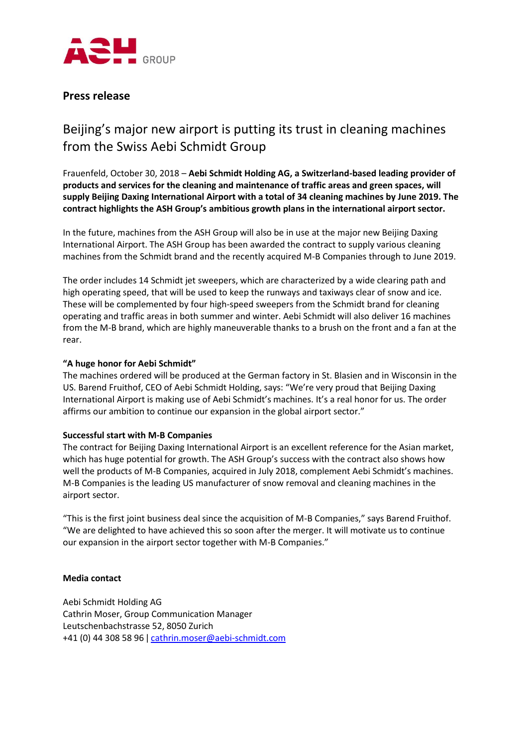ASH GROUP

**Press release**

# Beijing's major new airport is putting its trust in cleaning machines from the Swiss Aebi Schmidt Group

Frauenfeld, October 30, 2018 – **Aebi Schmidt Holding AG, a Switzerland-based leading provider of products and services for the cleaning and maintenance of traffic areas and green spaces, will supply Beijing Daxing International Airport with a total of 34 cleaning machines by June 2019. The contract highlights the ASH Group's ambitious growth plans in the international airport sector.**

In the future, machines from the ASH Group will also be in use at the major new Beijing Daxing International Airport. The ASH Group has been awarded the contract to supply various cleaning machines from the Schmidt brand and the recently acquired M-B Companies through to June 2019.

The order includes 14 Schmidt jet sweepers, which are characterized by a wide clearing path and high operating speed, that will be used to keep the runways and taxiways clear of snow and ice. These will be complemented by four high-speed sweepers from the Schmidt brand for cleaning operating and traffic areas in both summer and winter. Aebi Schmidt will also deliver 16 machines from the M-B brand, which are highly maneuverable thanks to a brush on the front and a fan at the rear.

**"A huge honor for Aebi Schmidt"**

The machines ordered will be produced at the German factory in St. Blasien and in Wisconsin in the US. Barend Fruithof, CEO of Aebi Schmidt Holding, says: "We're very proud that Beijing Daxing International Airport is making use of Aebi Schmidt's machines. It's a real honor for us. The order affirms our ambition to continue our expansion in the global airport sector."

**Successful start with M-B Companies**

The contract for Beijing Daxing International Airport is an excellent reference for the Asian market, which has huge potential for growth. The ASH Group's success with the contract also shows how well the products of M-B Companies, acquired in July 2018, complement Aebi Schmidt's machines. M-B Companies is the leading US manufacturer of snow removal and cleaning machines in the airport sector.

"This is the first joint business deal since the acquisition of M-B Companies," says Barend Fruithof. "We are delighted to have achieved this so soon after the merger. It will motivate us to continue our expansion in the airport sector together with M-B Companies."

**Media contact**

Aebi Schmidt Holding AG
Cathrin Moser, Group Communication Manager
Leutschenbachstrasse 52, 8050 Zurich
+41 (0) 44 308 58 96 | cathrin.moser@aebi-schmidt.com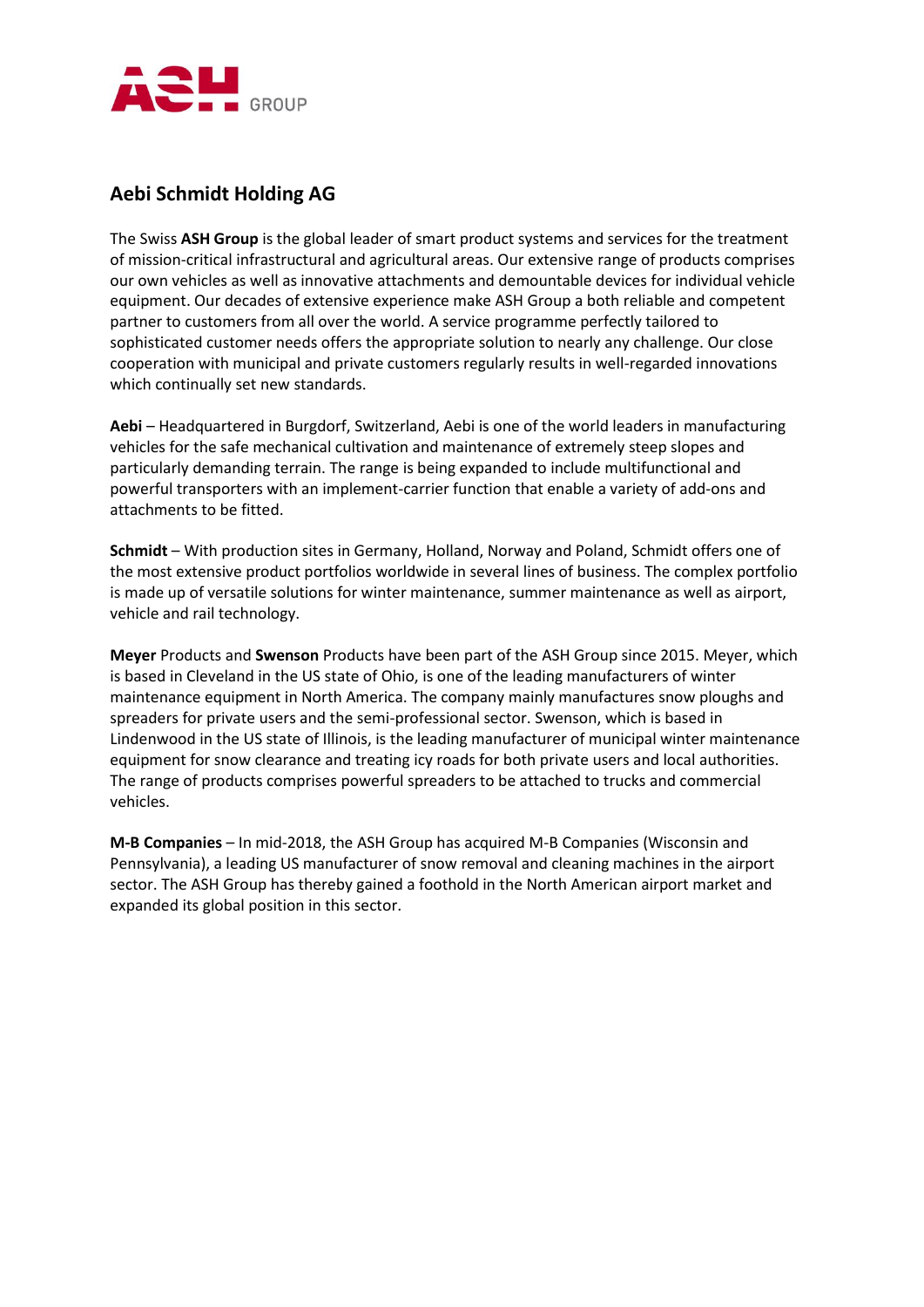## Aebi Schmidt Holding AG

The Swiss **ASH Group** is the global leader of smart product systems and services for the treatment of mission-critical infrastructural and agricultural areas. Our extensive range of products comprises our own vehicles as well as innovative attachments and demountable devices for individual vehicle equipment. Our decades of extensive experience make ASH Group a both reliable and competent partner to customers from all over the world. A service programme perfectly tailored to sophisticated customer needs offers the appropriate solution to nearly any challenge. Our close cooperation with municipal and private customers regularly results in well-regarded innovations which continually set new standards.

**Aebi** – Headquartered in Burgdorf, Switzerland, Aebi is one of the world leaders in manufacturing vehicles for the safe mechanical cultivation and maintenance of extremely steep slopes and particularly demanding terrain. The range is being expanded to include multifunctional and powerful transporters with an implement-carrier function that enable a variety of add-ons and attachments to be fitted.

**Schmidt** – With production sites in Germany, Holland, Norway and Poland, Schmidt offers one of the most extensive product portfolios worldwide in several lines of business. The complex portfolio is made up of versatile solutions for winter maintenance, summer maintenance as well as airport, vehicle and rail technology.

**Meyer** Products and **Swenson** Products have been part of the ASH Group since 2015. Meyer, which is based in Cleveland in the US state of Ohio, is one of the leading manufacturers of winter maintenance equipment in North America. The company mainly manufactures snow ploughs and spreaders for private users and the semi-professional sector. Swenson, which is based in Lindenwood in the US state of Illinois, is the leading manufacturer of municipal winter maintenance equipment for snow clearance and treating icy roads for both private users and local authorities. The range of products comprises powerful spreaders to be attached to trucks and commercial vehicles.

**M-B Companies** – In mid-2018, the ASH Group has acquired M-B Companies (Wisconsin and Pennsylvania), a leading US manufacturer of snow removal and cleaning machines in the airport sector. The ASH Group has thereby gained a foothold in the North American airport market and expanded its global position in this sector.